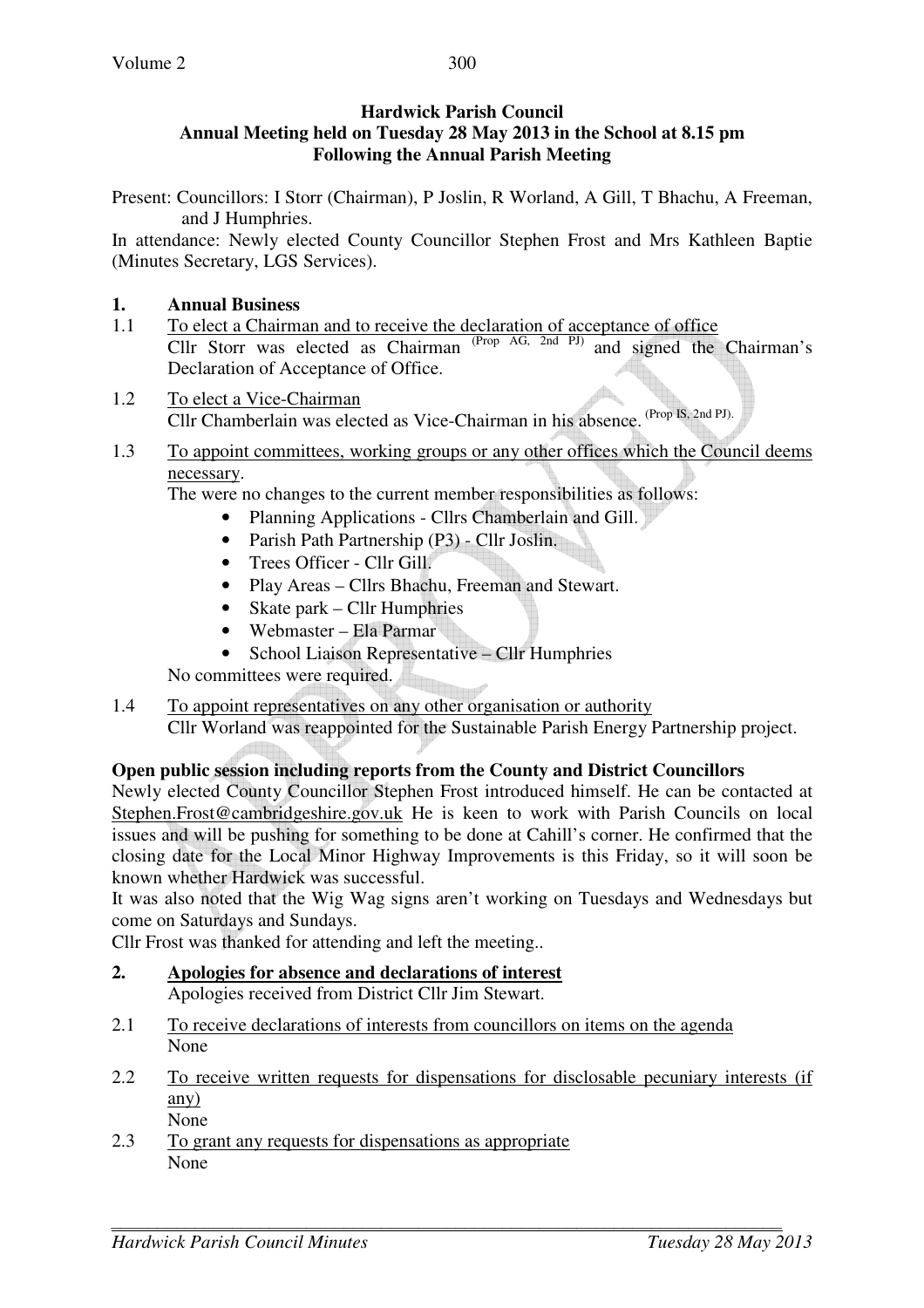**Hardwick Parish Council**
**Annual Meeting held on Tuesday 28 May 2013 in the School at 8.15 pm**
**Following the Annual Parish Meeting**

Present: Councillors: I Storr (Chairman), P Joslin, R Worland, A Gill, T Bhachu, A Freeman, and J Humphries.

In attendance: Newly elected County Councillor Stephen Frost and Mrs Kathleen Baptie (Minutes Secretary, LGS Services).

**1. Annual Business**

1.1 To elect a Chairman and to receive the declaration of acceptance of office
Cllr Storr was elected as Chairman (Prop AG, 2nd PJ) and signed the Chairman's Declaration of Acceptance of Office.

1.2 To elect a Vice-Chairman
Cllr Chamberlain was elected as Vice-Chairman in his absence. (Prop IS, 2nd PJ).

1.3 To appoint committees, working groups or any other offices which the Council deems necessary.
The were no changes to the current member responsibilities as follows:

- Planning Applications - Cllrs Chamberlain and Gill.
- Parish Path Partnership (P3) - Cllr Joslin.
- Trees Officer - Cllr Gill.
- Play Areas – Cllrs Bhachu, Freeman and Stewart.
- Skate park – Cllr Humphries
- Webmaster – Ela Parmar
- School Liaison Representative – Cllr Humphries

No committees were required.

1.4 To appoint representatives on any other organisation or authority
Cllr Worland was reappointed for the Sustainable Parish Energy Partnership project.

**Open public session including reports from the County and District Councillors**

Newly elected County Councillor Stephen Frost introduced himself. He can be contacted at Stephen.Frost@cambridgeshire.gov.uk He is keen to work with Parish Councils on local issues and will be pushing for something to be done at Cahill's corner. He confirmed that the closing date for the Local Minor Highway Improvements is this Friday, so it will soon be known whether Hardwick was successful.

It was also noted that the Wig Wag signs aren't working on Tuesdays and Wednesdays but come on Saturdays and Sundays.

Cllr Frost was thanked for attending and left the meeting..

**2. Apologies for absence and declarations of interest**
Apologies received from District Cllr Jim Stewart.

2.1 To receive declarations of interests from councillors on items on the agenda
None

2.2 To receive written requests for dispensations for disclosable pecuniary interests (if any)
None

2.3 To grant any requests for dispensations as appropriate
None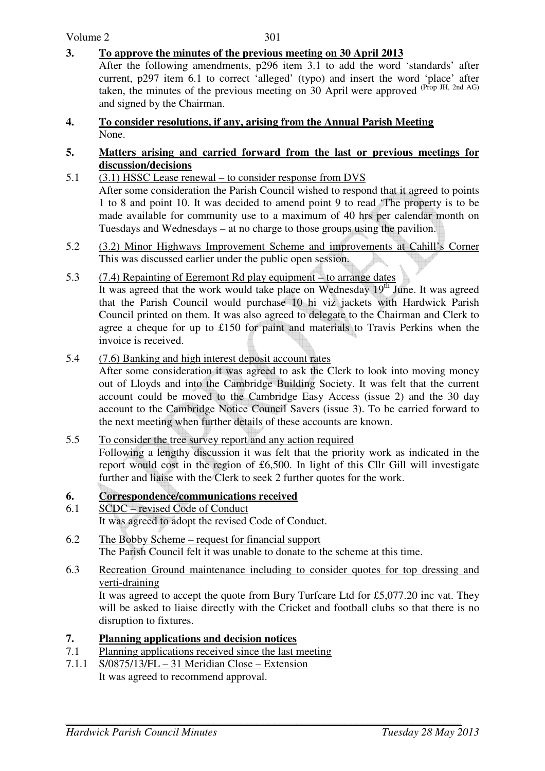**3. To approve the minutes of the previous meeting on 30 April 2013**

After the following amendments, p296 item 3.1 to add the word 'standards' after current, p297 item 6.1 to correct 'alleged' (typo) and insert the word 'place' after taken, the minutes of the previous meeting on 30 April were approved (Prop JH, 2nd AG) and signed by the Chairman.

**4. To consider resolutions, if any, arising from the Annual Parish Meeting**

None.

**5. Matters arising and carried forward from the last or previous meetings for discussion/decisions**

5.1 (3.1) HSSC Lease renewal – to consider response from DVS

After some consideration the Parish Council wished to respond that it agreed to points 1 to 8 and point 10. It was decided to amend point 9 to read 'The property is to be made available for community use to a maximum of 40 hrs per calendar month on Tuesdays and Wednesdays – at no charge to those groups using the pavilion.

5.2 (3.2) Minor Highways Improvement Scheme and improvements at Cahill's Corner

This was discussed earlier under the public open session.

5.3 (7.4) Repainting of Egremont Rd play equipment – to arrange dates

It was agreed that the work would take place on Wednesday 19th June. It was agreed that the Parish Council would purchase 10 hi viz jackets with Hardwick Parish Council printed on them. It was also agreed to delegate to the Chairman and Clerk to agree a cheque for up to £150 for paint and materials to Travis Perkins when the invoice is received.

5.4 (7.6) Banking and high interest deposit account rates

After some consideration it was agreed to ask the Clerk to look into moving money out of Lloyds and into the Cambridge Building Society. It was felt that the current account could be moved to the Cambridge Easy Access (issue 2) and the 30 day account to the Cambridge Notice Council Savers (issue 3). To be carried forward to the next meeting when further details of these accounts are known.

5.5 To consider the tree survey report and any action required

Following a lengthy discussion it was felt that the priority work as indicated in the report would cost in the region of £6,500. In light of this Cllr Gill will investigate further and liaise with the Clerk to seek 2 further quotes for the work.

**6. Correspondence/communications received**

6.1 SCDC – revised Code of Conduct

It was agreed to adopt the revised Code of Conduct.

6.2 The Bobby Scheme – request for financial support

The Parish Council felt it was unable to donate to the scheme at this time.

6.3 Recreation Ground maintenance including to consider quotes for top dressing and verti-draining

It was agreed to accept the quote from Bury Turfcare Ltd for £5,077.20 inc vat. They will be asked to liaise directly with the Cricket and football clubs so that there is no disruption to fixtures.

**7. Planning applications and decision notices**

7.1 Planning applications received since the last meeting

7.1.1 S/0875/13/FL – 31 Meridian Close – Extension

It was agreed to recommend approval.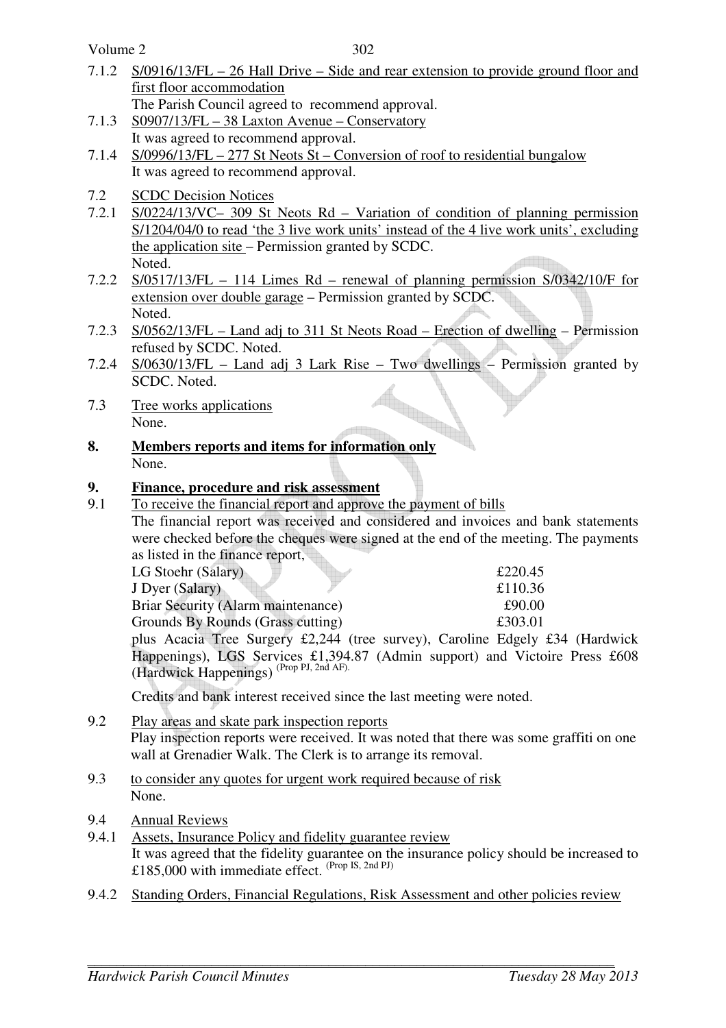7.1.2 S/0916/13/FL – 26 Hall Drive – Side and rear extension to provide ground floor and first floor accommodation
The Parish Council agreed to recommend approval.

7.1.3 S0907/13/FL – 38 Laxton Avenue – Conservatory
It was agreed to recommend approval.

7.1.4 S/0996/13/FL – 277 St Neots St – Conversion of roof to residential bungalow
It was agreed to recommend approval.

7.2 SCDC Decision Notices

7.2.1 S/0224/13/VC– 309 St Neots Rd – Variation of condition of planning permission S/1204/04/0 to read 'the 3 live work units' instead of the 4 live work units', excluding the application site – Permission granted by SCDC.
Noted.

7.2.2 S/0517/13/FL – 114 Limes Rd – renewal of planning permission S/0342/10/F for extension over double garage – Permission granted by SCDC.
Noted.

7.2.3 S/0562/13/FL – Land adj to 311 St Neots Road – Erection of dwelling – Permission refused by SCDC. Noted.

7.2.4 S/0630/13/FL – Land adj 3 Lark Rise – Two dwellings – Permission granted by SCDC. Noted.

7.3 Tree works applications
None.

## 8. Members reports and items for information only

None.

## 9. Finance, procedure and risk assessment

9.1 To receive the financial report and approve the payment of bills
The financial report was received and considered and invoices and bank statements were checked before the cheques were signed at the end of the meeting. The payments as listed in the finance report,

| | |
|---|---|
| LG Stoehr (Salary) | £220.45 |
| J Dyer (Salary) | £110.36 |
| Briar Security (Alarm maintenance) | £90.00 |
| Grounds By Rounds (Grass cutting) | £303.01 |

plus Acacia Tree Surgery £2,244 (tree survey), Caroline Edgely £34 (Hardwick Happenings), LGS Services £1,394.87 (Admin support) and Victoire Press £608 (Hardwick Happenings) (Prop PJ, 2nd AF).

Credits and bank interest received since the last meeting were noted.

9.2 Play areas and skate park inspection reports
Play inspection reports were received. It was noted that there was some graffiti on one wall at Grenadier Walk. The Clerk is to arrange its removal.

9.3 to consider any quotes for urgent work required because of risk
None.

9.4 Annual Reviews

9.4.1 Assets, Insurance Policy and fidelity guarantee review
It was agreed that the fidelity guarantee on the insurance policy should be increased to £185,000 with immediate effect. (Prop IS, 2nd PJ)

9.4.2 Standing Orders, Financial Regulations, Risk Assessment and other policies review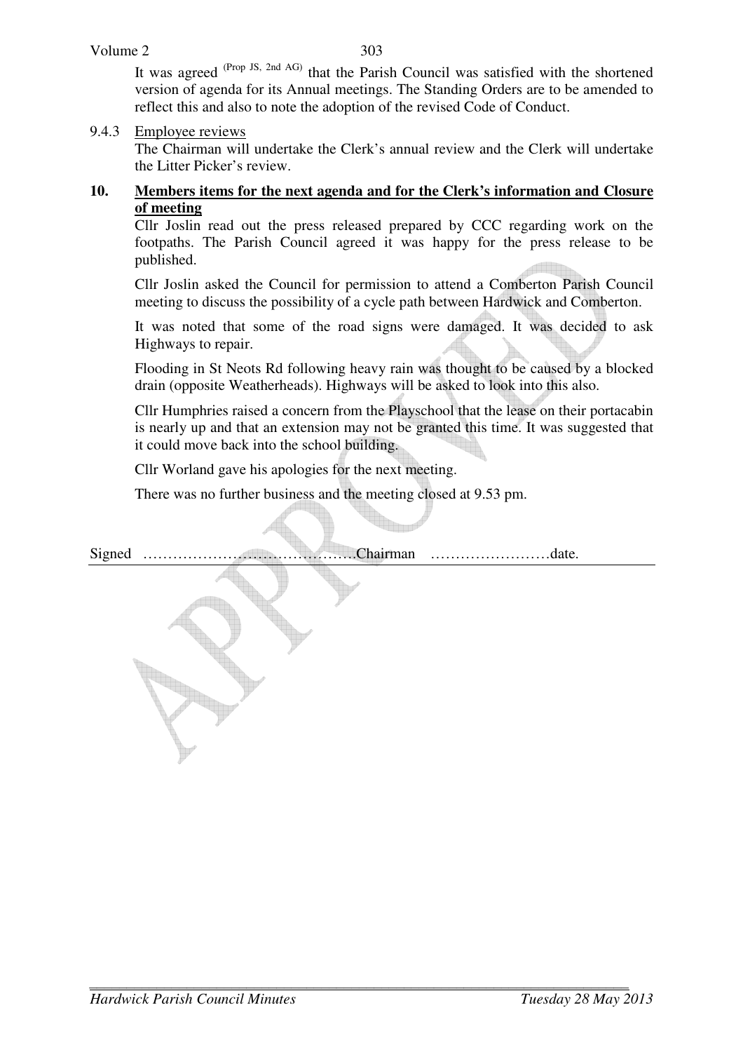It was agreed (Prop JS, 2nd AG) that the Parish Council was satisfied with the shortened version of agenda for its Annual meetings. The Standing Orders are to be amended to reflect this and also to note the adoption of the revised Code of Conduct.

9.4.3 Employee reviews

The Chairman will undertake the Clerk's annual review and the Clerk will undertake the Litter Picker's review.

**10. Members items for the next agenda and for the Clerk's information and Closure of meeting**

Cllr Joslin read out the press released prepared by CCC regarding work on the footpaths. The Parish Council agreed it was happy for the press release to be published.

Cllr Joslin asked the Council for permission to attend a Comberton Parish Council meeting to discuss the possibility of a cycle path between Hardwick and Comberton.

It was noted that some of the road signs were damaged. It was decided to ask Highways to repair.

Flooding in St Neots Rd following heavy rain was thought to be caused by a blocked drain (opposite Weatherheads). Highways will be asked to look into this also.

Cllr Humphries raised a concern from the Playschool that the lease on their portacabin is nearly up and that an extension may not be granted this time. It was suggested that it could move back into the school building.

Cllr Worland gave his apologies for the next meeting.

There was no further business and the meeting closed at 9.53 pm.

Signed …………………………………….Chairman ……………………date.